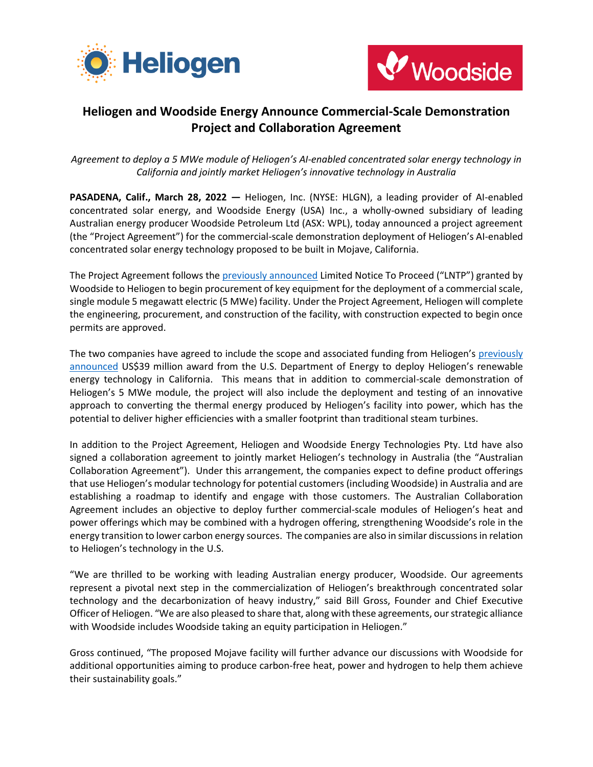# Heliogen and Woodside Energy Announce Commercial-Scale Demonstration Project and Collaboration Agreement

*Agreement to deploy a 5 MWe module of Heliogen's AI-enabled concentrated solar energy technology in California and jointly market Heliogen's innovative technology in Australia*

**PASADENA, Calif., March 28, 2022 —** Heliogen, Inc. (NYSE: HLGN), a leading provider of AI-enabled concentrated solar energy, and Woodside Energy (USA) Inc., a wholly-owned subsidiary of leading Australian energy producer Woodside Petroleum Ltd (ASX: WPL), today announced a project agreement (the "Project Agreement") for the commercial-scale demonstration deployment of Heliogen's AI-enabled concentrated solar energy technology proposed to be built in Mojave, California.

The Project Agreement follows the previously announced Limited Notice To Proceed ("LNTP") granted by Woodside to Heliogen to begin procurement of key equipment for the deployment of a commercial scale, single module 5 megawatt electric (5 MWe) facility. Under the Project Agreement, Heliogen will complete the engineering, procurement, and construction of the facility, with construction expected to begin once permits are approved.

The two companies have agreed to include the scope and associated funding from Heliogen's previously announced US$39 million award from the U.S. Department of Energy to deploy Heliogen's renewable energy technology in California. This means that in addition to commercial-scale demonstration of Heliogen's 5 MWe module, the project will also include the deployment and testing of an innovative approach to converting the thermal energy produced by Heliogen's facility into power, which has the potential to deliver higher efficiencies with a smaller footprint than traditional steam turbines.

In addition to the Project Agreement, Heliogen and Woodside Energy Technologies Pty. Ltd have also signed a collaboration agreement to jointly market Heliogen's technology in Australia (the "Australian Collaboration Agreement"). Under this arrangement, the companies expect to define product offerings that use Heliogen's modular technology for potential customers (including Woodside) in Australia and are establishing a roadmap to identify and engage with those customers. The Australian Collaboration Agreement includes an objective to deploy further commercial-scale modules of Heliogen's heat and power offerings which may be combined with a hydrogen offering, strengthening Woodside's role in the energy transition to lower carbon energy sources. The companies are also in similar discussions in relation to Heliogen's technology in the U.S.

"We are thrilled to be working with leading Australian energy producer, Woodside. Our agreements represent a pivotal next step in the commercialization of Heliogen's breakthrough concentrated solar technology and the decarbonization of heavy industry," said Bill Gross, Founder and Chief Executive Officer of Heliogen. "We are also pleased to share that, along with these agreements, our strategic alliance with Woodside includes Woodside taking an equity participation in Heliogen."

Gross continued, "The proposed Mojave facility will further advance our discussions with Woodside for additional opportunities aiming to produce carbon-free heat, power and hydrogen to help them achieve their sustainability goals."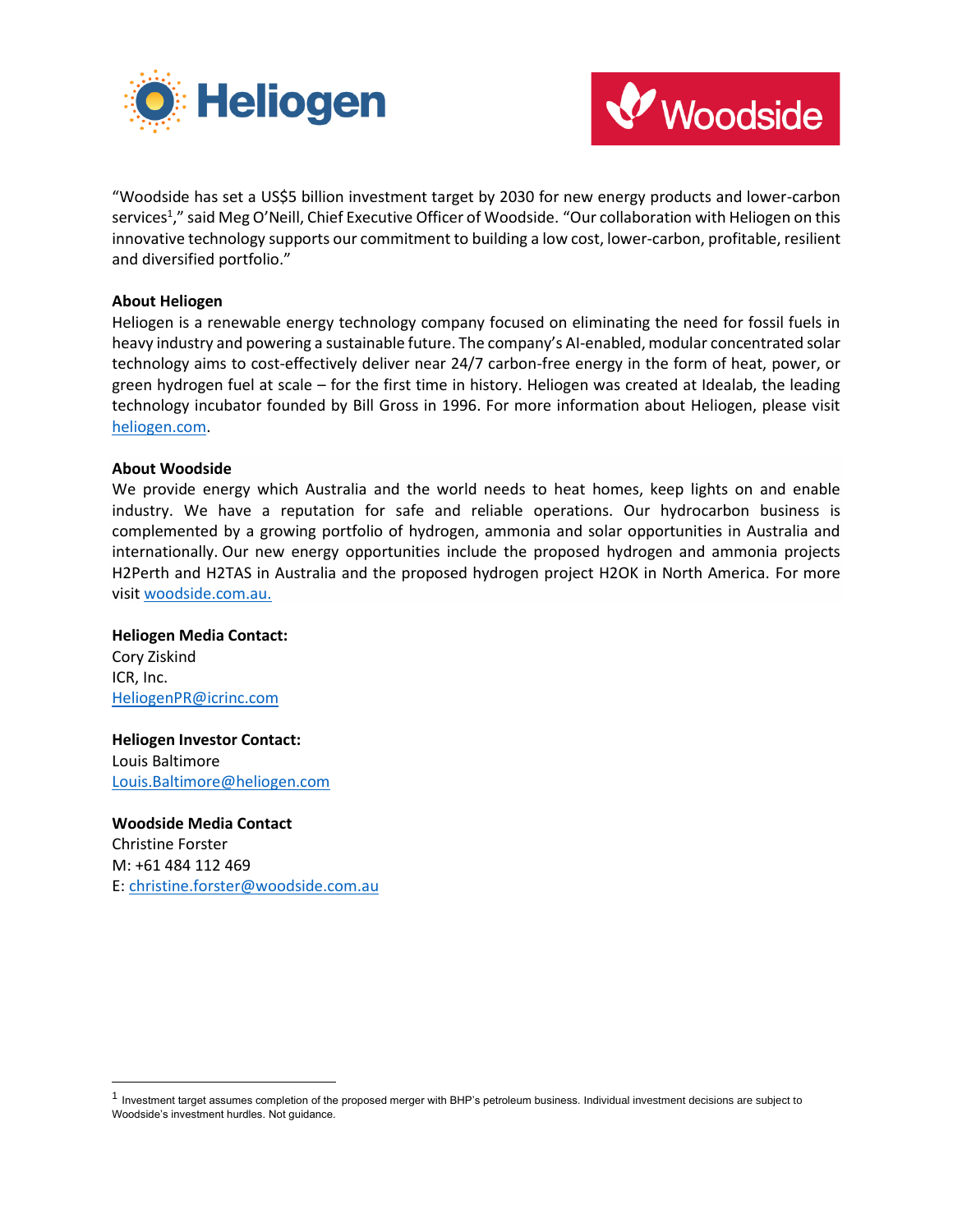"Woodside has set a US$5 billion investment target by 2030 for new energy products and lower-carbon services[1]," said Meg O'Neill, Chief Executive Officer of Woodside. "Our collaboration with Heliogen on this innovative technology supports our commitment to building a low cost, lower-carbon, profitable, resilient and diversified portfolio."

**About Heliogen**
Heliogen is a renewable energy technology company focused on eliminating the need for fossil fuels in heavy industry and powering a sustainable future. The company's AI-enabled, modular concentrated solar technology aims to cost-effectively deliver near 24/7 carbon-free energy in the form of heat, power, or green hydrogen fuel at scale – for the first time in history. Heliogen was created at Idealab, the leading technology incubator founded by Bill Gross in 1996. For more information about Heliogen, please visit heliogen.com.

**About Woodside**
We provide energy which Australia and the world needs to heat homes, keep lights on and enable industry. We have a reputation for safe and reliable operations. Our hydrocarbon business is complemented by a growing portfolio of hydrogen, ammonia and solar opportunities in Australia and internationally. Our new energy opportunities include the proposed hydrogen and ammonia projects H2Perth and H2TAS in Australia and the proposed hydrogen project H2OK in North America. For more visit woodside.com.au.

**Heliogen Media Contact:**
Cory Ziskind
ICR, Inc.
HeliogenPR@icrinc.com

**Heliogen Investor Contact:**
Louis Baltimore
Louis.Baltimore@heliogen.com

**Woodside Media Contact**
Christine Forster
M: +61 484 112 469
E: christine.forster@woodside.com.au

---

[1] Investment target assumes completion of the proposed merger with BHP's petroleum business. Individual investment decisions are subject to Woodside's investment hurdles. Not guidance.